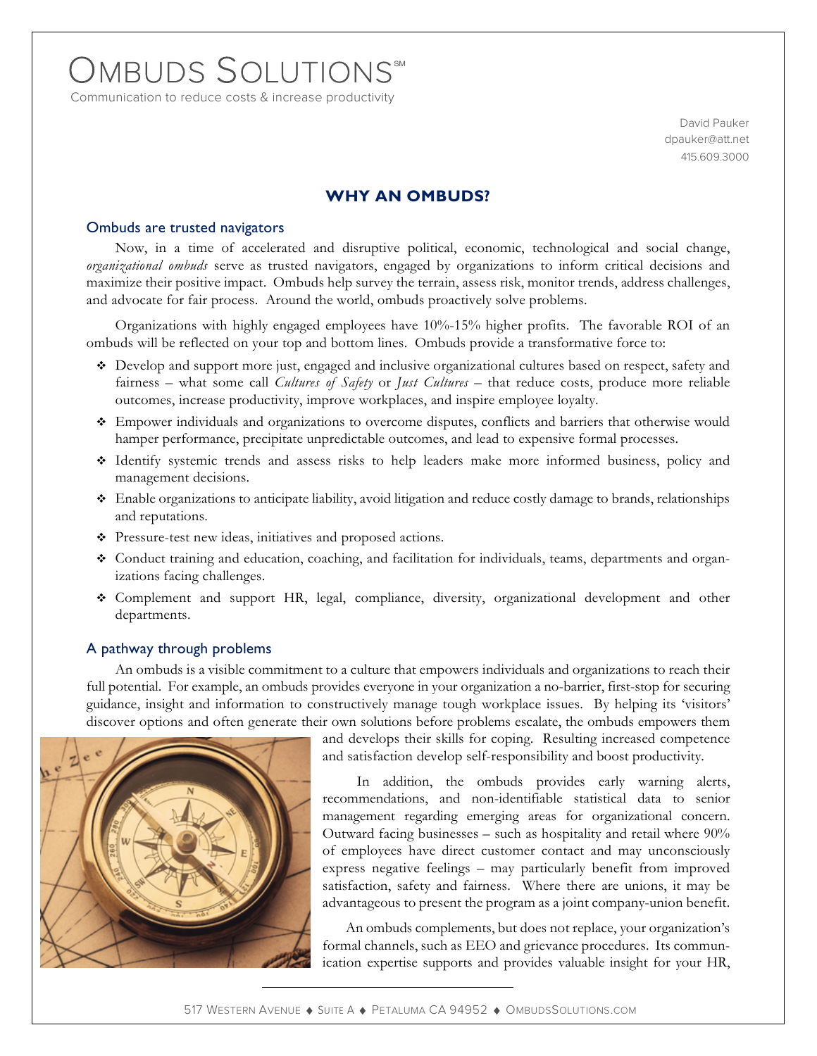# Ombuds Solutions℠

Communication to reduce costs & increase productivity

David Pauker
dpauker@att.net
415.609.3000

## WHY AN OMBUDS?

### Ombuds are trusted navigators

Now, in a time of accelerated and disruptive political, economic, technological and social change, *organizational ombuds* serve as trusted navigators, engaged by organizations to inform critical decisions and maximize their positive impact. Ombuds help survey the terrain, assess risk, monitor trends, address challenges, and advocate for fair process. Around the world, ombuds proactively solve problems.

Organizations with highly engaged employees have 10%-15% higher profits. The favorable ROI of an ombuds will be reflected on your top and bottom lines. Ombuds provide a transformative force to:

- Develop and support more just, engaged and inclusive organizational cultures based on respect, safety and fairness – what some call *Cultures of Safety* or *Just Cultures* – that reduce costs, produce more reliable outcomes, increase productivity, improve workplaces, and inspire employee loyalty.
- Empower individuals and organizations to overcome disputes, conflicts and barriers that otherwise would hamper performance, precipitate unpredictable outcomes, and lead to expensive formal processes.
- Identify systemic trends and assess risks to help leaders make more informed business, policy and management decisions.
- Enable organizations to anticipate liability, avoid litigation and reduce costly damage to brands, relationships and reputations.
- Pressure-test new ideas, initiatives and proposed actions.
- Conduct training and education, coaching, and facilitation for individuals, teams, departments and organizations facing challenges.
- Complement and support HR, legal, compliance, diversity, organizational development and other departments.

### A pathway through problems

An ombuds is a visible commitment to a culture that empowers individuals and organizations to reach their full potential. For example, an ombuds provides everyone in your organization a no-barrier, first-stop for securing guidance, insight and information to constructively manage tough workplace issues. By helping its 'visitors' discover options and often generate their own solutions before problems escalate, the ombuds empowers them and develops their skills for coping. Resulting increased competence and satisfaction develop self-responsibility and boost productivity.

In addition, the ombuds provides early warning alerts, recommendations, and non-identifiable statistical data to senior management regarding emerging areas for organizational concern. Outward facing businesses – such as hospitality and retail where 90% of employees have direct customer contact and may unconsciously express negative feelings – may particularly benefit from improved satisfaction, safety and fairness. Where there are unions, it may be advantageous to present the program as a joint company-union benefit.

An ombuds complements, but does not replace, your organization's formal channels, such as EEO and grievance procedures. Its communication expertise supports and provides valuable insight for your HR,

517 Western Avenue ♦ Suite A ♦ Petaluma CA 94952 ♦ OmbudsSolutions.com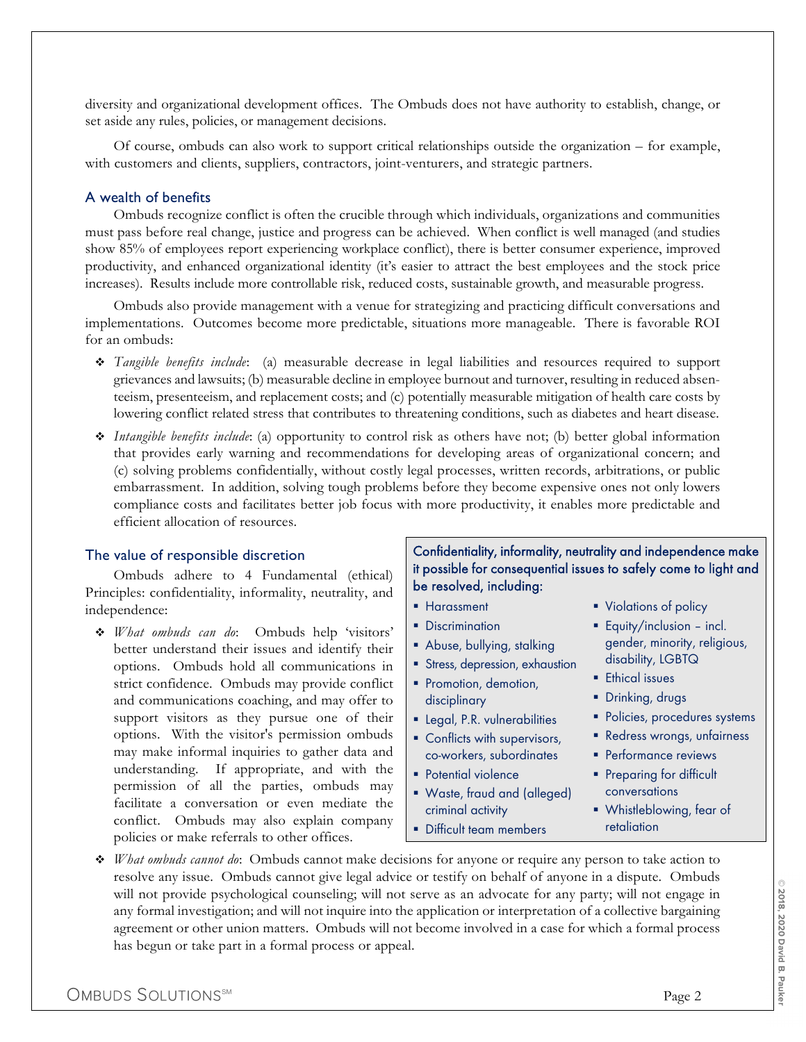diversity and organizational development offices. The Ombuds does not have authority to establish, change, or set aside any rules, policies, or management decisions.

Of course, ombuds can also work to support critical relationships outside the organization – for example, with customers and clients, suppliers, contractors, joint-venturers, and strategic partners.

## A wealth of benefits

Ombuds recognize conflict is often the crucible through which individuals, organizations and communities must pass before real change, justice and progress can be achieved. When conflict is well managed (and studies show 85% of employees report experiencing workplace conflict), there is better consumer experience, improved productivity, and enhanced organizational identity (it's easier to attract the best employees and the stock price increases). Results include more controllable risk, reduced costs, sustainable growth, and measurable progress.

Ombuds also provide management with a venue for strategizing and practicing difficult conversations and implementations. Outcomes become more predictable, situations more manageable. There is favorable ROI for an ombuds:

- *Tangible benefits include*: (a) measurable decrease in legal liabilities and resources required to support grievances and lawsuits; (b) measurable decline in employee burnout and turnover, resulting in reduced absenteeism, presenteeism, and replacement costs; and (c) potentially measurable mitigation of health care costs by lowering conflict related stress that contributes to threatening conditions, such as diabetes and heart disease.
- *Intangible benefits include*: (a) opportunity to control risk as others have not; (b) better global information that provides early warning and recommendations for developing areas of organizational concern; and (c) solving problems confidentially, without costly legal processes, written records, arbitrations, or public embarrassment. In addition, solving tough problems before they become expensive ones not only lowers compliance costs and facilitates better job focus with more productivity, it enables more predictable and efficient allocation of resources.

## The value of responsible discretion

Ombuds adhere to 4 Fundamental (ethical) Principles: confidentiality, informality, neutrality, and independence:

- *What ombuds can do*: Ombuds help 'visitors' better understand their issues and identify their options. Ombuds hold all communications in strict confidence. Ombuds may provide conflict and communications coaching, and may offer to support visitors as they pursue one of their options. With the visitor's permission ombuds may make informal inquiries to gather data and understanding. If appropriate, and with the permission of all the parties, ombuds may facilitate a conversation or even mediate the conflict. Ombuds may also explain company policies or make referrals to other offices.
- *What ombuds cannot do*: Ombuds cannot make decisions for anyone or require any person to take action to resolve any issue. Ombuds cannot give legal advice or testify on behalf of anyone in a dispute. Ombuds will not provide psychological counseling; will not serve as an advocate for any party; will not engage in any formal investigation; and will not inquire into the application or interpretation of a collective bargaining agreement or other union matters. Ombuds will not become involved in a case for which a formal process has begun or take part in a formal process or appeal.

**Confidentiality, informality, neutrality and independence make it possible for consequential issues to safely come to light and be resolved, including:**

- Harassment
- Discrimination
- Abuse, bullying, stalking
- Stress, depression, exhaustion
- Promotion, demotion, disciplinary
- Legal, P.R. vulnerabilities
- Conflicts with supervisors, co-workers, subordinates
- Potential violence
- Waste, fraud and (alleged) criminal activity
- Difficult team members
- Violations of policy
- Equity/inclusion – incl. gender, minority, religious, disability, LGBTQ
- Ethical issues
- Drinking, drugs
- Policies, procedures systems
- Redress wrongs, unfairness
- Performance reviews
- Preparing for difficult conversations
- Whistleblowing, fear of retaliation

© 2018, 2020 David B. Pauker